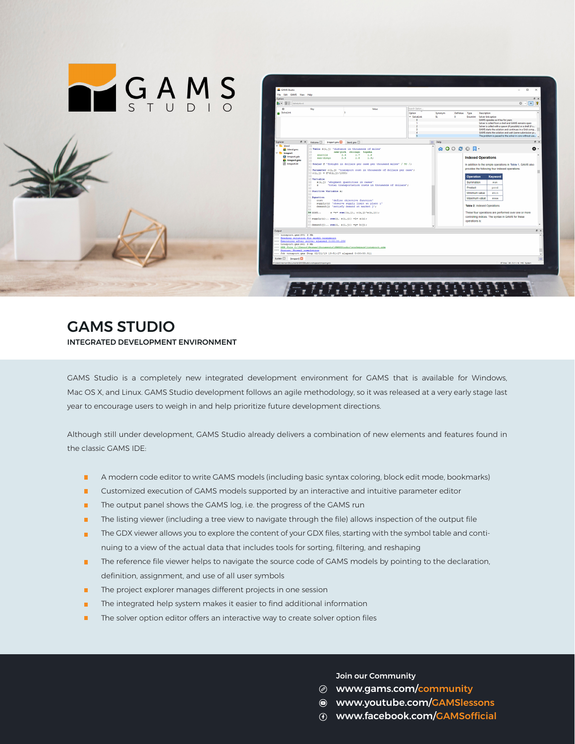# GAMS STUDIO

INTEGRATED DEVELOPMENT ENVIRONMENT

GAMS Studio is a completely new integrated development environment for GAMS that is available for Windows, Mac OS X, and Linux. GAMS Studio development follows an agile methodology, so it was released at a very early stage last year to encourage users to weigh in and help prioritize future development directions.

Although still under development, GAMS Studio already delivers a combination of new elements and features found in the classic GAMS IDE:

- A modern code editor to write GAMS models (including basic syntax coloring, block edit mode, bookmarks)
- Customized execution of GAMS models supported by an interactive and intuitive parameter editor
- The output panel shows the GAMS log, i.e. the progress of the GAMS run
- The listing viewer (including a tree view to navigate through the file) allows inspection of the output file
- The GDX viewer allows you to explore the content of your GDX files, starting with the symbol table and continuing to a view of the actual data that includes tools for sorting, filtering, and reshaping
- The reference file viewer helps to navigate the source code of GAMS models by pointing to the declaration, definition, assignment, and use of all user symbols
- The project explorer manages different projects in one session
- The integrated help system makes it easier to find additional information
- The solver option editor offers an interactive way to create solver option files

Join our Community

- www.gams.com/community
- www.youtube.com/GAMSlessons
- www.facebook.com/GAMSofficial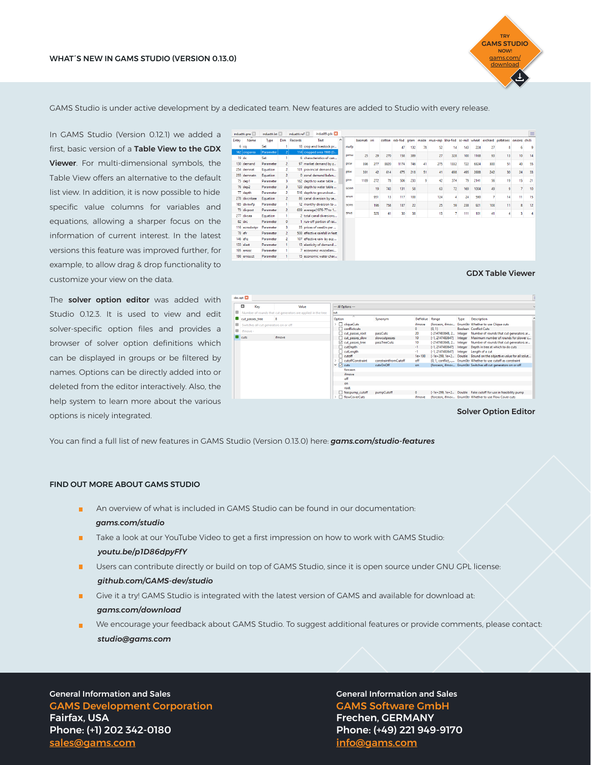WHAT´S NEW IN GAMS STUDIO (VERSION 0.13.0)

TRY GAMS STUDIO NOW! gams.com/download

GAMS Studio is under active development by a dedicated team. New features are added to Studio with every release.

In GAMS Studio (Version 0.12.1) we added a first, basic version of a **Table View to the GDX Viewer**. For multi-dimensional symbols, the Table View offers an alternative to the default list view. In addition, it is now possible to hide specific value columns for variables and equations, allowing a sharper focus on the information of current interest. In the latest versions this feature was improved further, for example, to allow drag & drop functionality to customize your view on the data.

**GDX Table Viewer**

The **solver option editor** was added with Studio 0.12.3. It is used to view and edit solver-specific option files and provides a browser of solver option definitions which can be displayed in groups or be filtered by names. Options can be directly added into or deleted from the editor interactively. Also, the help system to learn more about the various options is nicely integrated.

**Solver Option Editor**

You can find a full list of new features in GAMS Studio (Version 0.13.0) here: ***gams.com/studio-features***

## FIND OUT MORE ABOUT GAMS STUDIO

- An overview of what is included in GAMS Studio can be found in our documentation: ***gams.com/studio***
- Take a look at our YouTube Video to get a first impression on how to work with GAMS Studio: ***youtu.be/p1D86dpyFfY***
- Users can contribute directly or build on top of GAMS Studio, since it is open source under GNU GPL license: ***github.com/GAMS-dev/studio***
- Give it a try! GAMS Studio is integrated with the latest version of GAMS and available for download at: ***gams.com/download***
- We encourage your feedback about GAMS Studio. To suggest additional features or provide comments, please contact: ***studio@gams.com***

**General Information and Sales**
**GAMS Development Corporation**
**Fairfax, USA**
**Phone: (+1) 202 342-0180**
**sales@gams.com**

**General Information and Sales**
**GAMS Software GmbH**
**Frechen, GERMANY**
**Phone: (+49) 221 949-9170**
**info@gams.com**